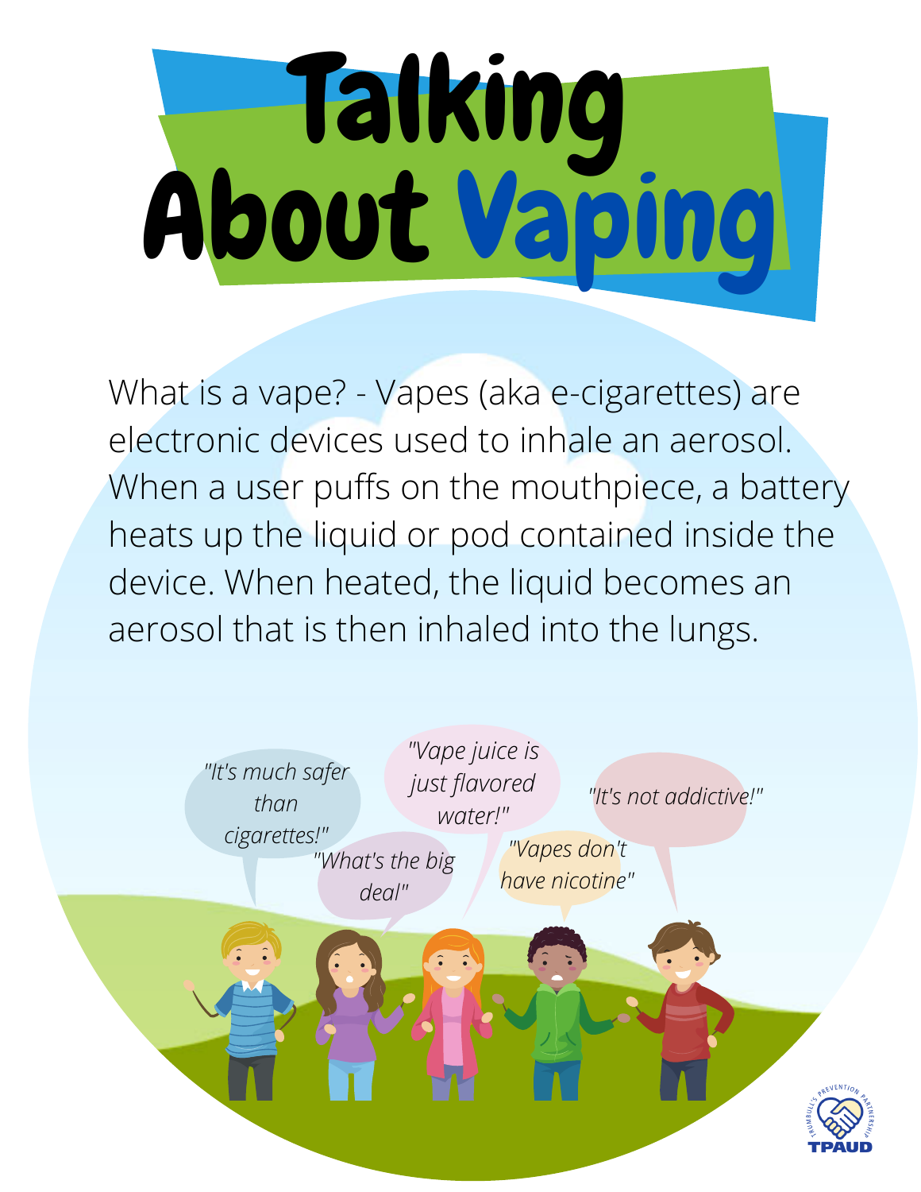# Talking About Vaping

What is a vape? - Vapes (aka e-cigarettes) are electronic devices used to inhale an aerosol. When a user puffs on the mouthpiece, a battery heats up the liquid or pod contained inside the device. When heated, the liquid becomes an aerosol that is then inhaled into the lungs.

*"It's much safer than cigarettes!"*

*"What's the big deal"*

*"Vape juice is just flavored water!"*

*"Vapes don't have nicotine"*

*"It's not addictive!"*

TRUMBULL'S PREVENTION PARTNERSHIP
TPAUD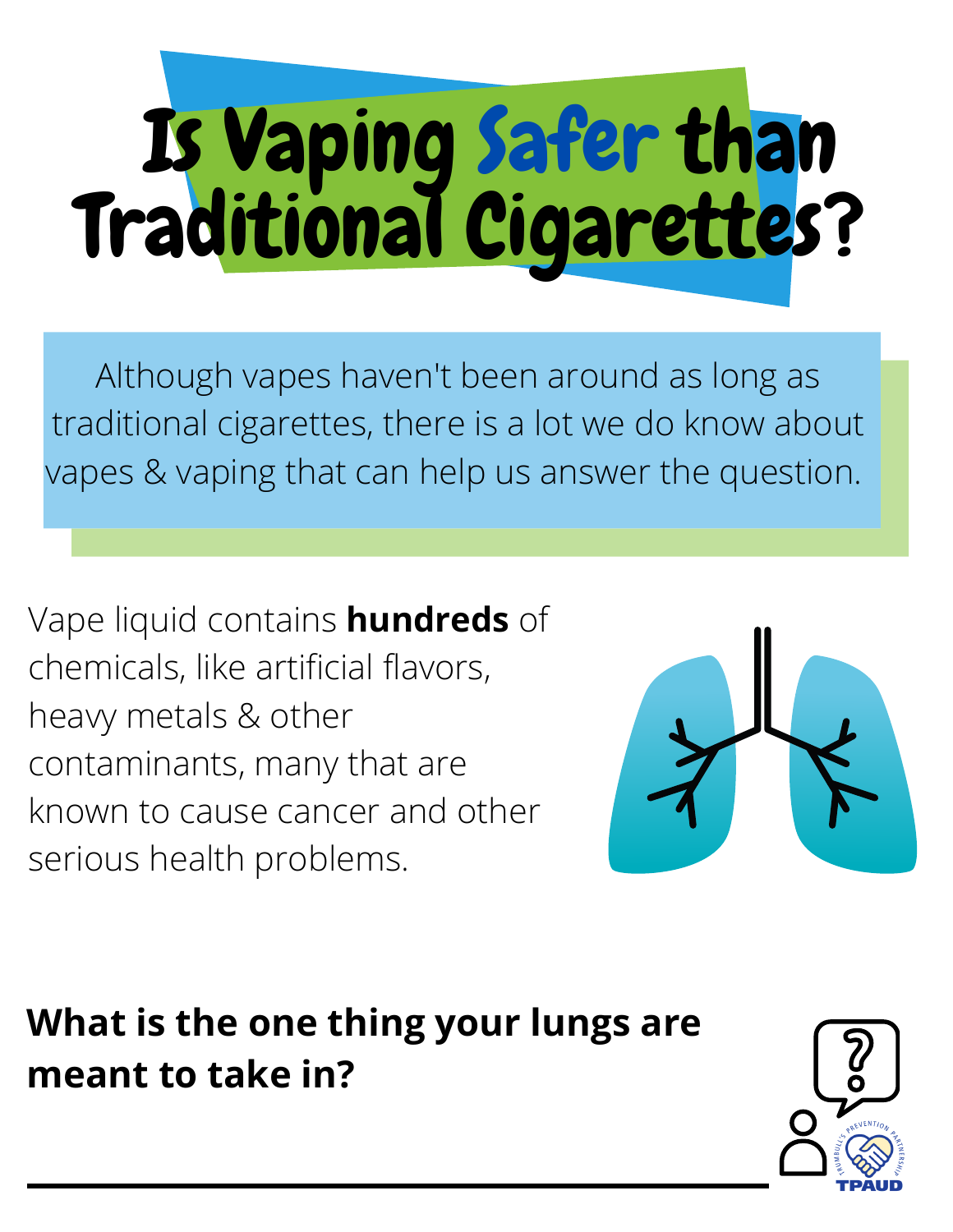# Is Vaping Safer than Traditional Cigarettes?

Although vapes haven't been around as long as traditional cigarettes, there is a lot we do know about vapes & vaping that can help us answer the question.

Vape liquid contains **hundreds** of chemicals, like artificial flavors, heavy metals & other contaminants, many that are known to cause cancer and other serious health problems.

**What is the one thing your lungs are meant to take in?**

\_\_\_\_\_\_\_\_\_\_\_\_\_\_\_\_\_\_\_\_\_\_\_\_\_\_\_\_\_\_\_\_\_\_\_\_\_\_\_\_\_\_\_\_\_\_\_\_

TRUMBULL'S PREVENTION PARTNERSHIP
TPAUD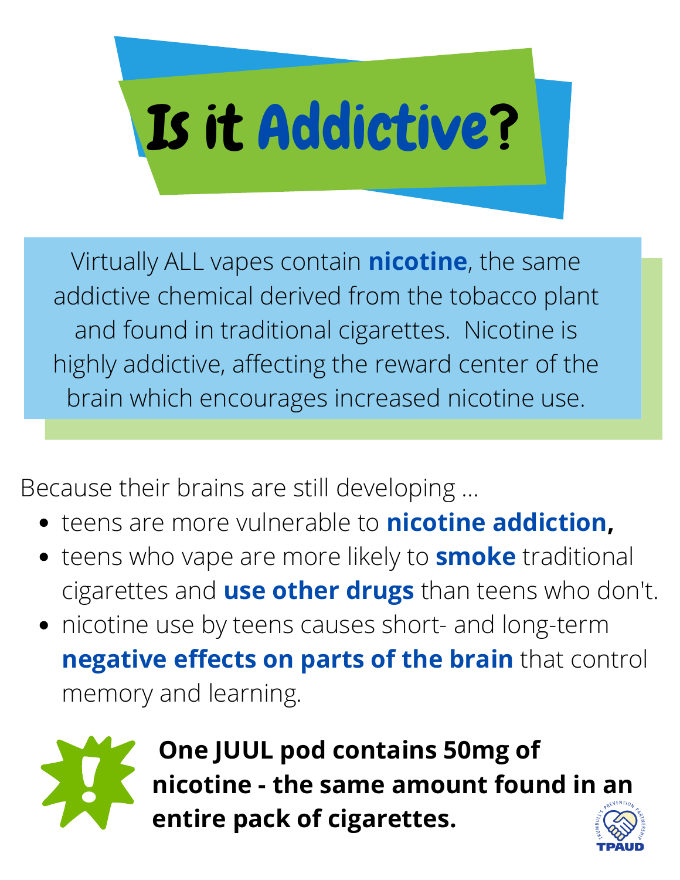# Is it **Addictive?**

Virtually ALL vapes contain **nicotine**, the same addictive chemical derived from the tobacco plant and found in traditional cigarettes. Nicotine is highly addictive, affecting the reward center of the brain which encourages increased nicotine use.

Because their brains are still developing ...

- teens are more vulnerable to **nicotine addiction,**
- teens who vape are more likely to **smoke** traditional cigarettes and **use other drugs** than teens who don't.
- nicotine use by teens causes short- and long-term **negative effects on parts of the brain** that control memory and learning.

**One JUUL pod contains 50mg of nicotine - the same amount found in an entire pack of cigarettes.**

TRUMBULL'S PREVENTION PARTNERSHIP
TPAUD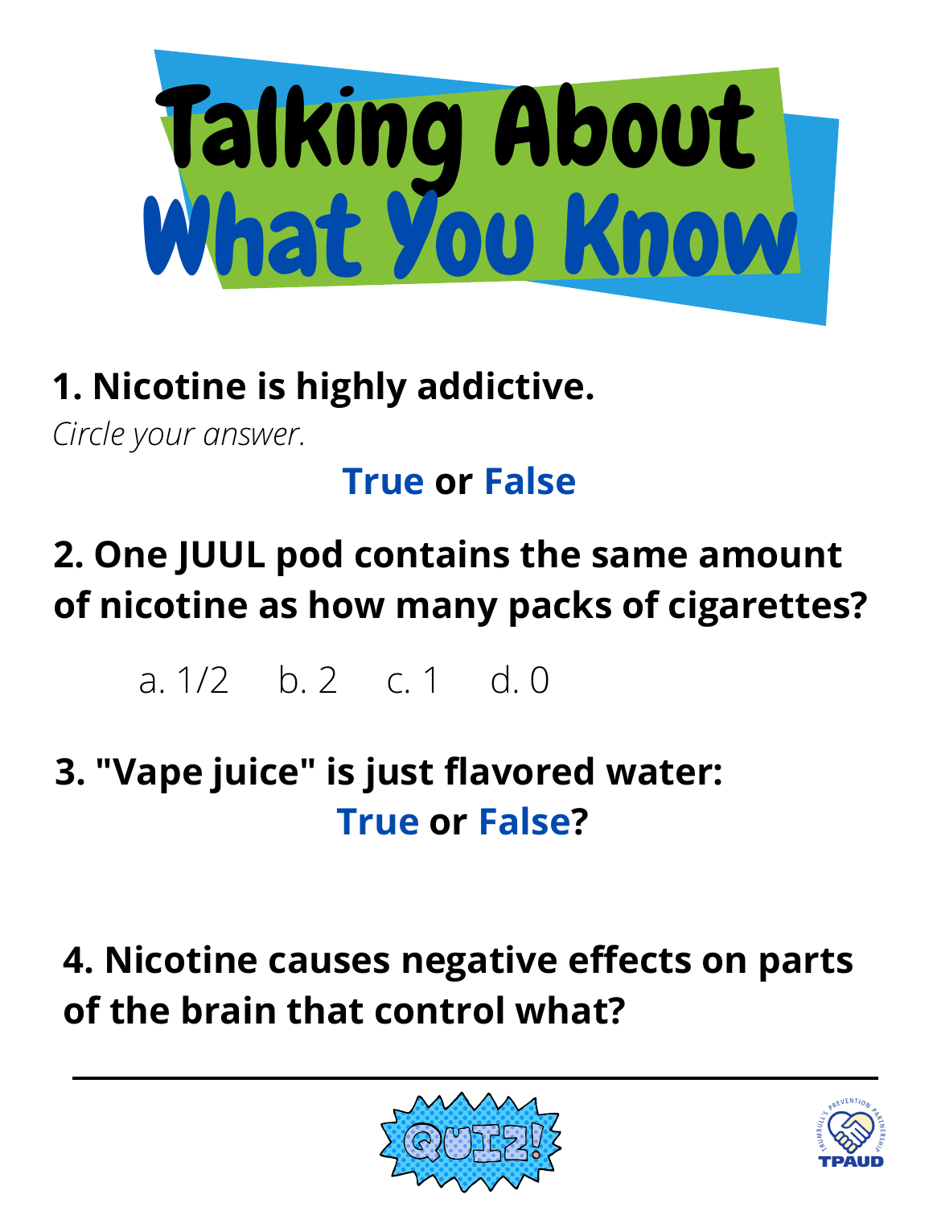# Talking About What You Know

**1. Nicotine is highly addictive.**

*Circle your answer.*

**True or False**

**2. One JUUL pod contains the same amount of nicotine as how many packs of cigarettes?**

a. 1/2 b. 2 c. 1 d. 0

**3. "Vape juice" is just flavored water: True or False?**

**4. Nicotine causes negative effects on parts of the brain that control what?**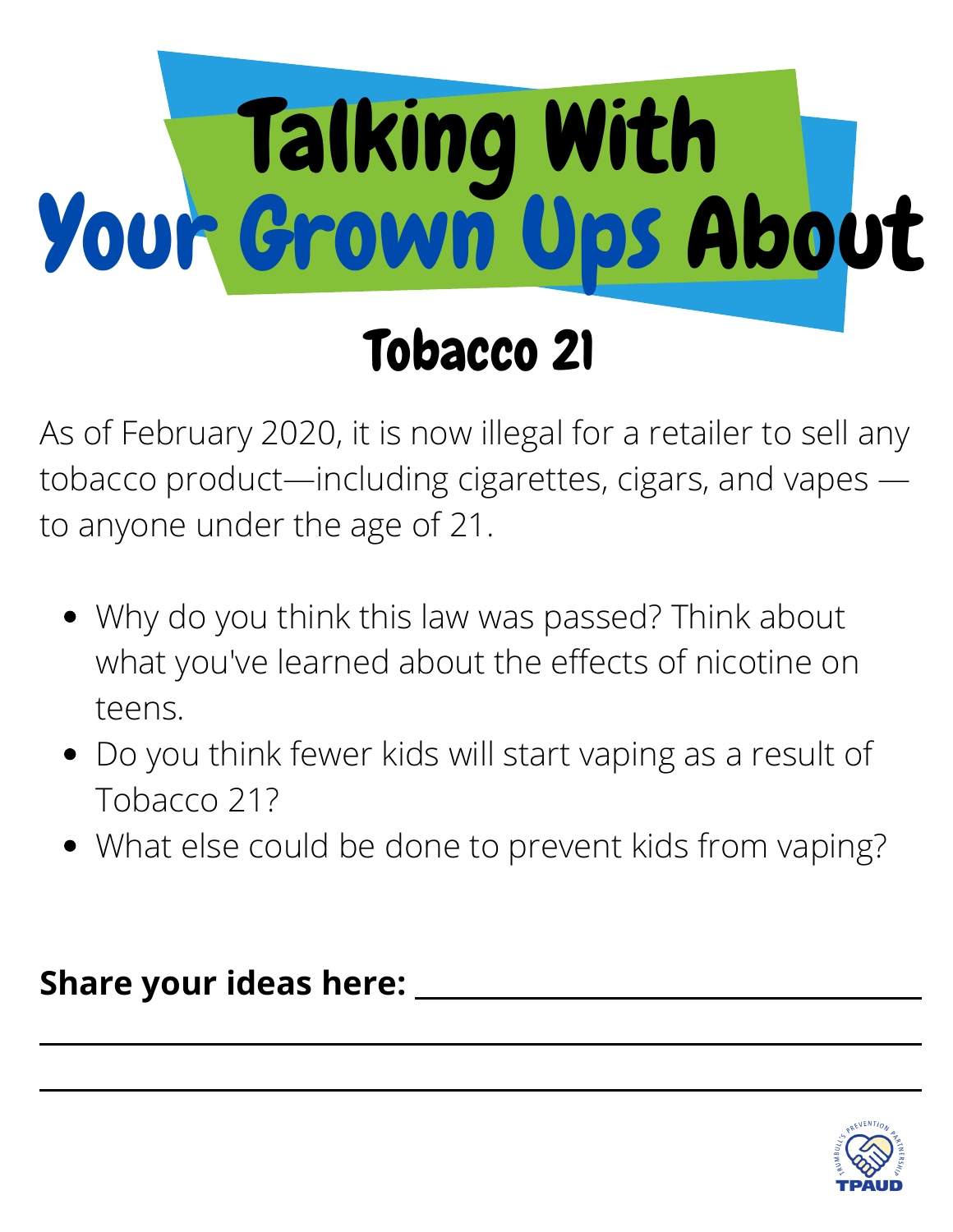# Talking With Your Grown Ups About

## Tobacco 21

As of February 2020, it is now illegal for a retailer to sell any tobacco product—including cigarettes, cigars, and vapes —to anyone under the age of 21.

- Why do you think this law was passed? Think about what you've learned about the effects of nicotine on teens.
- Do you think fewer kids will start vaping as a result of Tobacco 21?
- What else could be done to prevent kids from vaping?

**Share your ideas here:** ______________________________

__________________________________________________

__________________________________________________

TRUMBULL'S PREVENTION PARTNERSHIP
TPAUD